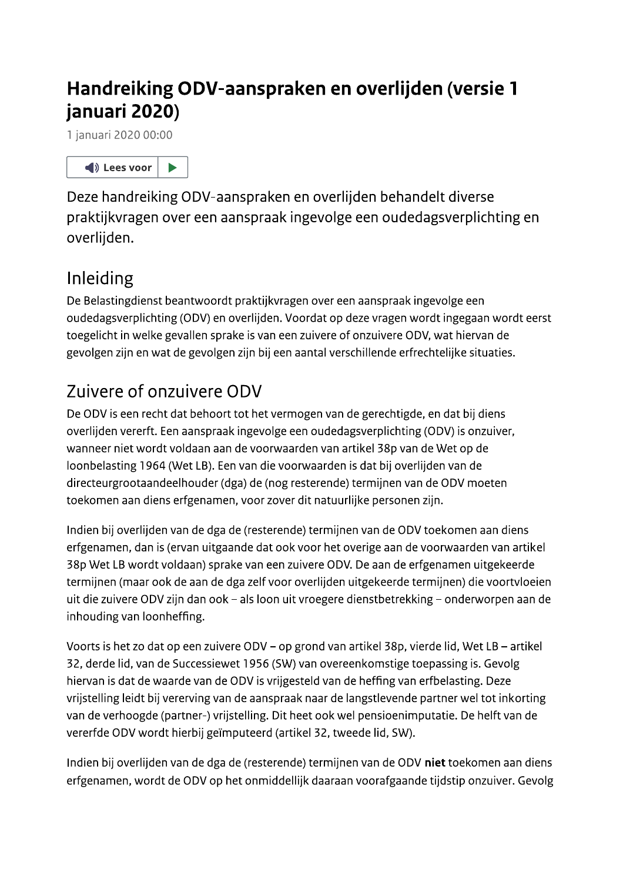# Handreiking ODV-aanspraken en overlijden (versie 1 januari 2020)

1 januari 2020 00:00

Lees voor

Deze handreiking ODV-aanspraken en overlijden behandelt diverse praktijkvragen over een aanspraak ingevolge een oudedagsverplichting en overlijden.

## Inleiding

De Belastingdienst beantwoordt praktijkvragen over een aanspraak ingevolge een oudedagsverplichting (ODV) en overlijden. Voordat op deze vragen wordt ingegaan wordt eerst toegelicht in welke gevallen sprake is van een zuivere of onzuivere ODV, wat hiervan de gevolgen zijn en wat de gevolgen zijn bij een aantal verschillende erfrechtelijke situaties.

## Zuivere of onzuivere ODV

De ODV is een recht dat behoort tot het vermogen van de gerechtigde, en dat bij diens overlijden vererft. Een aanspraak ingevolge een oudedagsverplichting (ODV) is onzuiver, wanneer niet wordt voldaan aan de voorwaarden van artikel 38p van de Wet op de loonbelasting 1964 (Wet LB). Een van die voorwaarden is dat bij overlijden van de directeurgrootaandeelhouder (dga) de (nog resterende) termijnen van de ODV moeten toekomen aan diens erfgenamen, voor zover dit natuurlijke personen zijn.

Indien bij overlijden van de dga de (resterende) termijnen van de ODV toekomen aan diens erfgenamen, dan is (ervan uitgaande dat ook voor het overige aan de voorwaarden van artikel 38p Wet LB wordt voldaan) sprake van een zuivere ODV. De aan de erfgenamen uitgekeerde termijnen (maar ook de aan de dga zelf voor overlijden uitgekeerde termijnen) die voortvloeien uit die zuivere ODV zijn dan ook – als loon uit vroegere dienstbetrekking – onderworpen aan de inhouding van loonheffing.

Voorts is het zo dat op een zuivere ODV – op grond van artikel 38p, vierde lid, Wet LB – artikel 32, derde lid, van de Successiewet 1956 (SW) van overeenkomstige toepassing is. Gevolg hiervan is dat de waarde van de ODV is vrijgesteld van de heffing van erfbelasting. Deze vrijstelling leidt bij vererving van de aanspraak naar de langstlevende partner wel tot inkorting van de verhoogde (partner-) vrijstelling. Dit heet ook wel pensioenimputatie. De helft van de vererfde ODV wordt hierbij geïmputeerd (artikel 32, tweede lid, SW).

Indien bij overlijden van de dga de (resterende) termijnen van de ODV **niet** toekomen aan diens erfgenamen, wordt de ODV op het onmiddellijk daaraan voorafgaande tijdstip onzuiver. Gevolg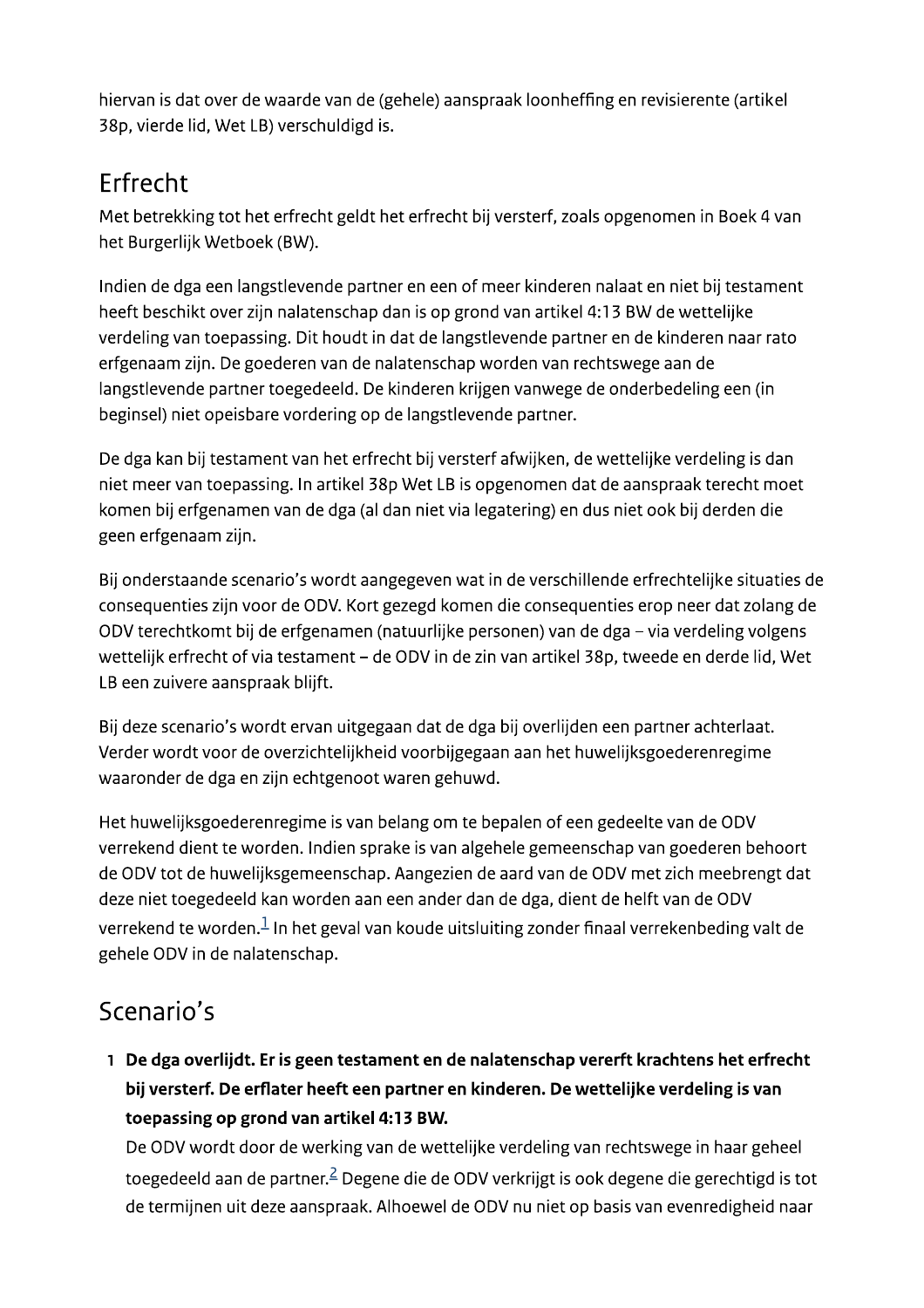hiervan is dat over de waarde van de (gehele) aanspraak loonheffing en revisierente (artikel 38p, vierde lid, Wet LB) verschuldigd is.

## Erfrecht

Met betrekking tot het erfrecht geldt het erfrecht bij versterf, zoals opgenomen in Boek 4 van het Burgerlijk Wetboek (BW).

Indien de dga een langstlevende partner en een of meer kinderen nalaat en niet bij testament heeft beschikt over zijn nalatenschap dan is op grond van artikel 4:13 BW de wettelijke verdeling van toepassing. Dit houdt in dat de langstlevende partner en de kinderen naar rato erfgenaam zijn. De goederen van de nalatenschap worden van rechtswege aan de langstlevende partner toegedeeld. De kinderen krijgen vanwege de onderbedeling een (in beginsel) niet opeisbare vordering op de langstlevende partner.

De dga kan bij testament van het erfrecht bij versterf afwijken, de wettelijke verdeling is dan niet meer van toepassing. In artikel 38p Wet LB is opgenomen dat de aanspraak terecht moet komen bij erfgenamen van de dga (al dan niet via legatering) en dus niet ook bij derden die geen erfgenaam zijn.

Bij onderstaande scenario's wordt aangegeven wat in de verschillende erfrechtelijke situaties de consequenties zijn voor de ODV. Kort gezegd komen die consequenties erop neer dat zolang de ODV terechtkomt bij de erfgenamen (natuurlijke personen) van de dga – via verdeling volgens wettelijk erfrecht of via testament – de ODV in de zin van artikel 38p, tweede en derde lid, Wet LB een zuivere aanspraak blijft.

Bij deze scenario's wordt ervan uitgegaan dat de dga bij overlijden een partner achterlaat. Verder wordt voor de overzichtelijkheid voorbijgegaan aan het huwelijksgoederenregime waaronder de dga en zijn echtgenoot waren gehuwd.

Het huwelijksgoederenregime is van belang om te bepalen of een gedeelte van de ODV verrekend dient te worden. Indien sprake is van algehele gemeenschap van goederen behoort de ODV tot de huwelijksgemeenschap. Aangezien de aard van de ODV met zich meebrengt dat deze niet toegedeeld kan worden aan een ander dan de dga, dient de helft van de ODV verrekend te worden.[1] In het geval van koude uitsluiting zonder finaal verrekenbeding valt de gehele ODV in de nalatenschap.

## Scenario's

1. **De dga overlijdt. Er is geen testament en de nalatenschap vererft krachtens het erfrecht bij versterf. De erflater heeft een partner en kinderen. De wettelijke verdeling is van toepassing op grond van artikel 4:13 BW.**
   De ODV wordt door de werking van de wettelijke verdeling van rechtswege in haar geheel toegedeeld aan de partner.[2] Degene die de ODV verkrijgt is ook degene die gerechtigd is tot de termijnen uit deze aanspraak. Alhoewel de ODV nu niet op basis van evenredigheid naar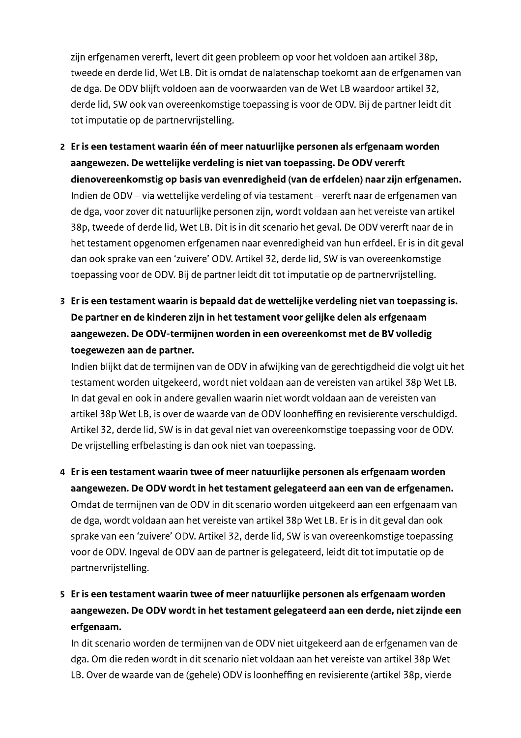zijn erfgenamen vererft, levert dit geen probleem op voor het voldoen aan artikel 38p, tweede en derde lid, Wet LB. Dit is omdat de nalatenschap toekomt aan de erfgenamen van de dga. De ODV blijft voldoen aan de voorwaarden van de Wet LB waardoor artikel 32, derde lid, SW ook van overeenkomstige toepassing is voor de ODV. Bij de partner leidt dit tot imputatie op de partnervrijstelling.

2. **Er is een testament waarin één of meer natuurlijke personen als erfgenaam worden aangewezen. De wettelijke verdeling is niet van toepassing. De ODV vererft dienovereenkomstig op basis van evenredigheid (van de erfdelen) naar zijn erfgenamen.**
   Indien de ODV – via wettelijke verdeling of via testament – vererft naar de erfgenamen van de dga, voor zover dit natuurlijke personen zijn, wordt voldaan aan het vereiste van artikel 38p, tweede of derde lid, Wet LB. Dit is in dit scenario het geval. De ODV vererft naar de in het testament opgenomen erfgenamen naar evenredigheid van hun erfdeel. Er is in dit geval dan ook sprake van een 'zuivere' ODV. Artikel 32, derde lid, SW is van overeenkomstige toepassing voor de ODV. Bij de partner leidt dit tot imputatie op de partnervrijstelling.

3. **Er is een testament waarin is bepaald dat de wettelijke verdeling niet van toepassing is. De partner en de kinderen zijn in het testament voor gelijke delen als erfgenaam aangewezen. De ODV-termijnen worden in een overeenkomst met de BV volledig toegewezen aan de partner.**
   Indien blijkt dat de termijnen van de ODV in afwijking van de gerechtigdheid die volgt uit het testament worden uitgekeerd, wordt niet voldaan aan de vereisten van artikel 38p Wet LB. In dat geval en ook in andere gevallen waarin niet wordt voldaan aan de vereisten van artikel 38p Wet LB, is over de waarde van de ODV loonheffing en revisierente verschuldigd. Artikel 32, derde lid, SW is in dat geval niet van overeenkomstige toepassing voor de ODV. De vrijstelling erfbelasting is dan ook niet van toepassing.

4. **Er is een testament waarin twee of meer natuurlijke personen als erfgenaam worden aangewezen. De ODV wordt in het testament gelegateerd aan een van de erfgenamen.**
   Omdat de termijnen van de ODV in dit scenario worden uitgekeerd aan een erfgenaam van de dga, wordt voldaan aan het vereiste van artikel 38p Wet LB. Er is in dit geval dan ook sprake van een 'zuivere' ODV. Artikel 32, derde lid, SW is van overeenkomstige toepassing voor de ODV. Ingeval de ODV aan de partner is gelegateerd, leidt dit tot imputatie op de partnervrijstelling.

5. **Er is een testament waarin twee of meer natuurlijke personen als erfgenaam worden aangewezen. De ODV wordt in het testament gelegateerd aan een derde, niet zijnde een erfgenaam.**
   In dit scenario worden de termijnen van de ODV niet uitgekeerd aan de erfgenamen van de dga. Om die reden wordt in dit scenario niet voldaan aan het vereiste van artikel 38p Wet LB. Over de waarde van de (gehele) ODV is loonheffing en revisierente (artikel 38p, vierde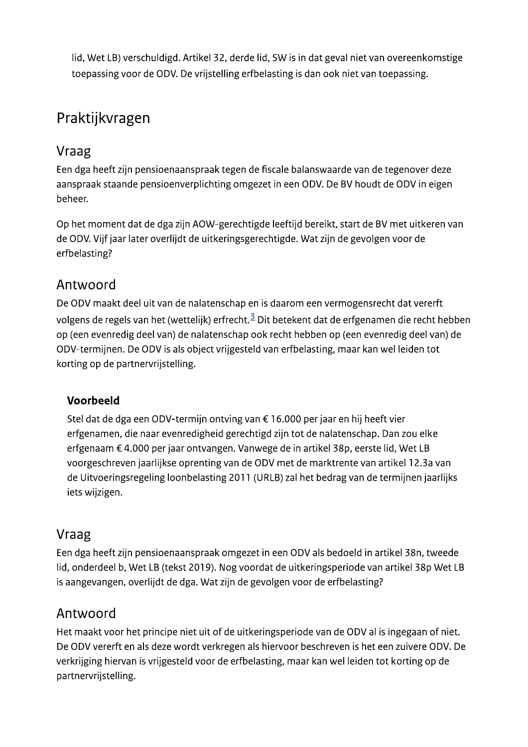lid, Wet LB) verschuldigd. Artikel 32, derde lid, SW is in dat geval niet van overeenkomstige toepassing voor de ODV. De vrijstelling erfbelasting is dan ook niet van toepassing.

## Praktijkvragen

### Vraag

Een dga heeft zijn pensioenaanspraak tegen de fiscale balanswaarde van de tegenover deze aanspraak staande pensioenverplichting omgezet in een ODV. De BV houdt de ODV in eigen beheer.

Op het moment dat de dga zijn AOW-gerechtigde leeftijd bereikt, start de BV met uitkeren van de ODV. Vijf jaar later overlijdt de uitkeringsgerechtigde. Wat zijn de gevolgen voor de erfbelasting?

### Antwoord

De ODV maakt deel uit van de nalatenschap en is daarom een vermogensrecht dat vererft volgens de regels van het (wettelijk) erfrecht.[3] Dit betekent dat de erfgenamen die recht hebben op (een evenredig deel van) de nalatenschap ook recht hebben op (een evenredig deel van) de ODV-termijnen. De ODV is als object vrijgesteld van erfbelasting, maar kan wel leiden tot korting op de partnervrijstelling.

> **Voorbeeld**
>
> Stel dat de dga een ODV-termijn ontving van € 16.000 per jaar en hij heeft vier erfgenamen, die naar evenredigheid gerechtigd zijn tot de nalatenschap. Dan zou elke erfgenaam € 4.000 per jaar ontvangen. Vanwege de in artikel 38p, eerste lid, Wet LB voorgeschreven jaarlijkse oprenting van de ODV met de marktrente van artikel 12.3a van de Uitvoeringsregeling loonbelasting 2011 (URLB) zal het bedrag van de termijnen jaarlijks iets wijzigen.

### Vraag

Een dga heeft zijn pensioenaanspraak omgezet in een ODV als bedoeld in artikel 38n, tweede lid, onderdeel b, Wet LB (tekst 2019). Nog voordat de uitkeringsperiode van artikel 38p Wet LB is aangevangen, overlijdt de dga. Wat zijn de gevolgen voor de erfbelasting?

### Antwoord

Het maakt voor het principe niet uit of de uitkeringsperiode van de ODV al is ingegaan of niet. De ODV vererft en als deze wordt verkregen als hiervoor beschreven is het een zuivere ODV. De verkrijging hiervan is vrijgesteld voor de erfbelasting, maar kan wel leiden tot korting op de partnervrijstelling.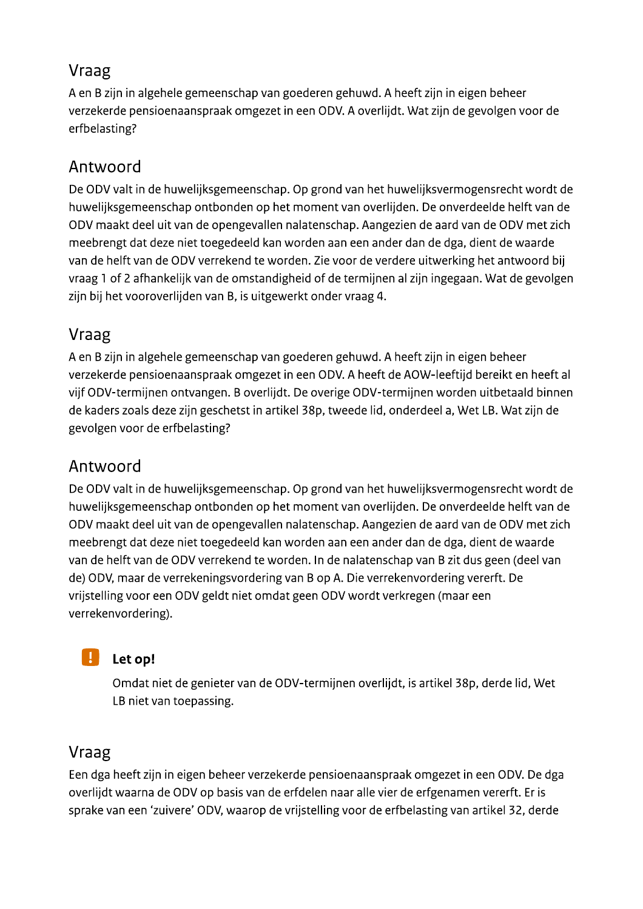## Vraag

A en B zijn in algehele gemeenschap van goederen gehuwd. A heeft zijn in eigen beheer verzekerde pensioenaanspraak omgezet in een ODV. A overlijdt. Wat zijn de gevolgen voor de erfbelasting?

## Antwoord

De ODV valt in de huwelijksgemeenschap. Op grond van het huwelijksvermogensrecht wordt de huwelijksgemeenschap ontbonden op het moment van overlijden. De onverdeelde helft van de ODV maakt deel uit van de opengevallen nalatenschap. Aangezien de aard van de ODV met zich meebrengt dat deze niet toegedeeld kan worden aan een ander dan de dga, dient de waarde van de helft van de ODV verrekend te worden. Zie voor de verdere uitwerking het antwoord bij vraag 1 of 2 afhankelijk van de omstandigheid of de termijnen al zijn ingegaan. Wat de gevolgen zijn bij het vooroverlijden van B, is uitgewerkt onder vraag 4.

## Vraag

A en B zijn in algehele gemeenschap van goederen gehuwd. A heeft zijn in eigen beheer verzekerde pensioenaanspraak omgezet in een ODV. A heeft de AOW-leeftijd bereikt en heeft al vijf ODV-termijnen ontvangen. B overlijdt. De overige ODV-termijnen worden uitbetaald binnen de kaders zoals deze zijn geschetst in artikel 38p, tweede lid, onderdeel a, Wet LB. Wat zijn de gevolgen voor de erfbelasting?

## Antwoord

De ODV valt in de huwelijksgemeenschap. Op grond van het huwelijksvermogensrecht wordt de huwelijksgemeenschap ontbonden op het moment van overlijden. De onverdeelde helft van de ODV maakt deel uit van de opengevallen nalatenschap. Aangezien de aard van de ODV met zich meebrengt dat deze niet toegedeeld kan worden aan een ander dan de dga, dient de waarde van de helft van de ODV verrekend te worden. In de nalatenschap van B zit dus geen (deel van de) ODV, maar de verrekeningsvordering van B op A. Die verrekenvordering vererft. De vrijstelling voor een ODV geldt niet omdat geen ODV wordt verkregen (maar een verrekenvordering).

> **Let op!**
>
> Omdat niet de genieter van de ODV-termijnen overlijdt, is artikel 38p, derde lid, Wet LB niet van toepassing.

## Vraag

Een dga heeft zijn in eigen beheer verzekerde pensioenaanspraak omgezet in een ODV. De dga overlijdt waarna de ODV op basis van de erfdelen naar alle vier de erfgenamen vererft. Er is sprake van een 'zuivere' ODV, waarop de vrijstelling voor de erfbelasting van artikel 32, derde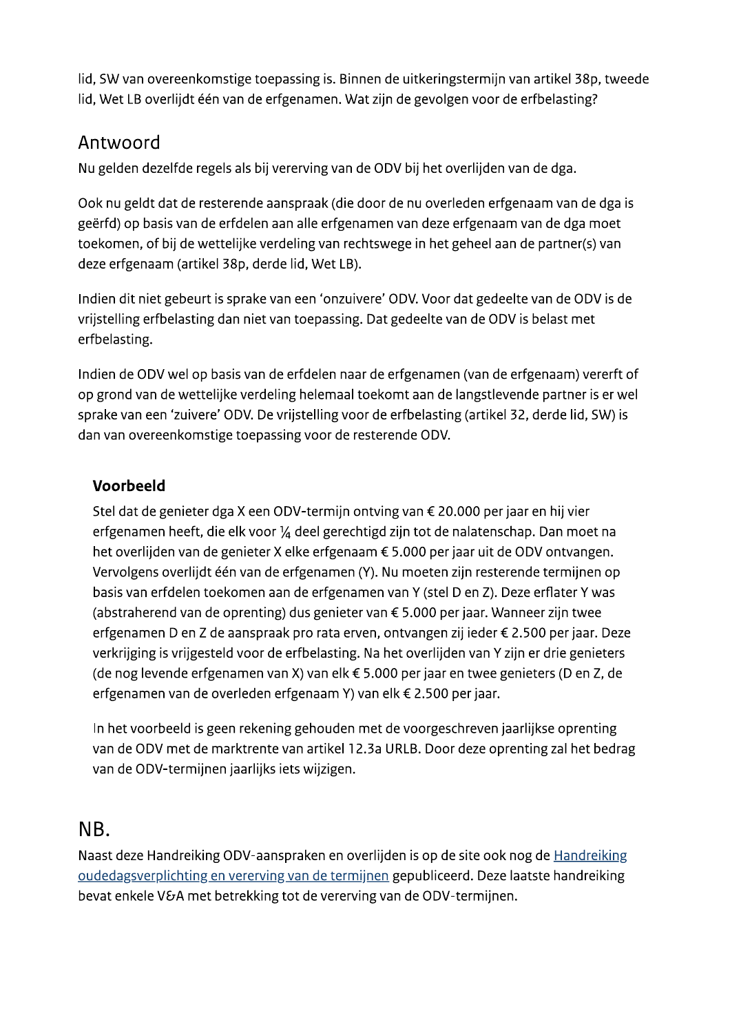lid, SW van overeenkomstige toepassing is. Binnen de uitkeringstermijn van artikel 38p, tweede lid, Wet LB overlijdt één van de erfgenamen. Wat zijn de gevolgen voor de erfbelasting?

## Antwoord

Nu gelden dezelfde regels als bij vererving van de ODV bij het overlijden van de dga.

Ook nu geldt dat de resterende aanspraak (die door de nu overleden erfgenaam van de dga is geërfd) op basis van de erfdelen aan alle erfgenamen van deze erfgenaam van de dga moet toekomen, of bij de wettelijke verdeling van rechtswege in het geheel aan de partner(s) van deze erfgenaam (artikel 38p, derde lid, Wet LB).

Indien dit niet gebeurt is sprake van een 'onzuivere' ODV. Voor dat gedeelte van de ODV is de vrijstelling erfbelasting dan niet van toepassing. Dat gedeelte van de ODV is belast met erfbelasting.

Indien de ODV wel op basis van de erfdelen naar de erfgenamen (van de erfgenaam) vererft of op grond van de wettelijke verdeling helemaal toekomt aan de langstlevende partner is er wel sprake van een 'zuivere' ODV. De vrijstelling voor de erfbelasting (artikel 32, derde lid, SW) is dan van overeenkomstige toepassing voor de resterende ODV.

### Voorbeeld

Stel dat de genieter dga X een ODV-termijn ontving van € 20.000 per jaar en hij vier erfgenamen heeft, die elk voor ¼ deel gerechtigd zijn tot de nalatenschap. Dan moet na het overlijden van de genieter X elke erfgenaam € 5.000 per jaar uit de ODV ontvangen. Vervolgens overlijdt één van de erfgenamen (Y). Nu moeten zijn resterende termijnen op basis van erfdelen toekomen aan de erfgenamen van Y (stel D en Z). Deze erflater Y was (abstraherend van de oprenting) dus genieter van € 5.000 per jaar. Wanneer zijn twee erfgenamen D en Z de aanspraak pro rata erven, ontvangen zij ieder € 2.500 per jaar. Deze verkrijging is vrijgesteld voor de erfbelasting. Na het overlijden van Y zijn er drie genieters (de nog levende erfgenamen van X) van elk € 5.000 per jaar en twee genieters (D en Z, de erfgenamen van de overleden erfgenaam Y) van elk € 2.500 per jaar.

In het voorbeeld is geen rekening gehouden met de voorgeschreven jaarlijkse oprenting van de ODV met de marktrente van artikel 12.3a URLB. Door deze oprenting zal het bedrag van de ODV-termijnen jaarlijks iets wijzigen.

## NB.

Naast deze Handreiking ODV-aanspraken en overlijden is op de site ook nog de Handreiking oudedagsverplichting en vererving van de termijnen gepubliceerd. Deze laatste handreiking bevat enkele V&A met betrekking tot de vererving van de ODV-termijnen.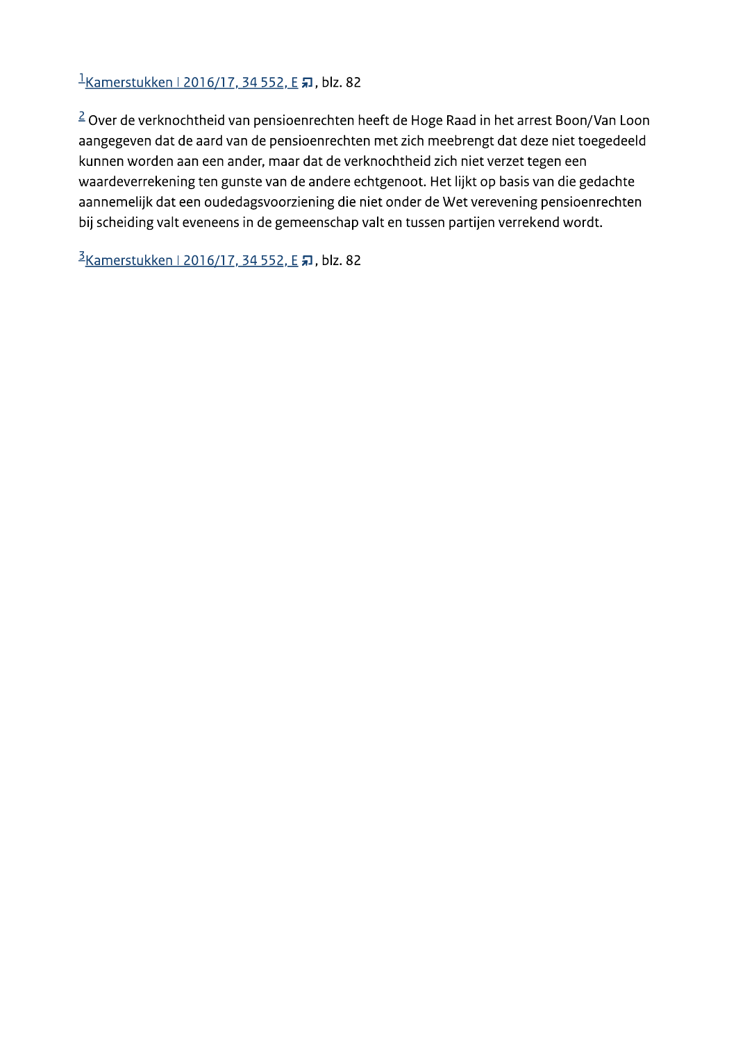[1] Kamerstukken I 2016/17, 34 552, E, blz. 82

[2] Over de verknochtheid van pensioenrechten heeft de Hoge Raad in het arrest Boon/Van Loon aangegeven dat de aard van de pensioenrechten met zich meebrengt dat deze niet toegedeeld kunnen worden aan een ander, maar dat de verknochtheid zich niet verzet tegen een waardeverrekening ten gunste van de andere echtgenoot. Het lijkt op basis van die gedachte aannemelijk dat een oudedagsvoorziening die niet onder de Wet verevening pensioenrechten bij scheiding valt eveneens in de gemeenschap valt en tussen partijen verrekend wordt.

[3] Kamerstukken I 2016/17, 34 552, E, blz. 82